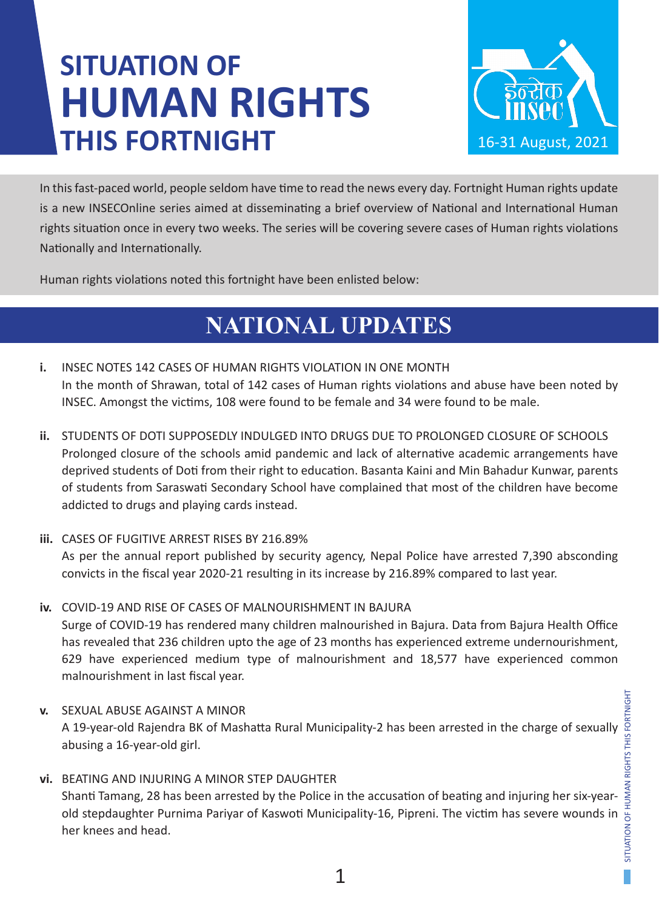# SITUATION OF HUMAN RIGHTS THIS FORTNIGHT

16-31 August, 2021

In this fast-paced world, people seldom have time to read the news every day. Fortnight Human rights update is a new INSECOnline series aimed at disseminating a brief overview of National and International Human rights situation once in every two weeks. The series will be covering severe cases of Human rights violations Nationally and Internationally.

Human rights violations noted this fortnight have been enlisted below:

## NATIONAL UPDATES

**i.** INSEC NOTES 142 CASES OF HUMAN RIGHTS VIOLATION IN ONE MONTH

In the month of Shrawan, total of 142 cases of Human rights violations and abuse have been noted by INSEC. Amongst the victims, 108 were found to be female and 34 were found to be male.

**ii.** STUDENTS OF DOTI SUPPOSEDLY INDULGED INTO DRUGS DUE TO PROLONGED CLOSURE OF SCHOOLS

Prolonged closure of the schools amid pandemic and lack of alternative academic arrangements have deprived students of Doti from their right to education. Basanta Kaini and Min Bahadur Kunwar, parents of students from Saraswati Secondary School have complained that most of the children have become addicted to drugs and playing cards instead.

**iii.** CASES OF FUGITIVE ARREST RISES BY 216.89%

As per the annual report published by security agency, Nepal Police have arrested 7,390 absconding convicts in the fiscal year 2020-21 resulting in its increase by 216.89% compared to last year.

**iv.** COVID-19 AND RISE OF CASES OF MALNOURISHMENT IN BAJURA

Surge of COVID-19 has rendered many children malnourished in Bajura. Data from Bajura Health Office has revealed that 236 children upto the age of 23 months has experienced extreme undernourishment, 629 have experienced medium type of malnourishment and 18,577 have experienced common malnourishment in last fiscal year.

**v.** SEXUAL ABUSE AGAINST A MINOR

A 19-year-old Rajendra BK of Mashatta Rural Municipality-2 has been arrested in the charge of sexually abusing a 16-year-old girl.

**vi.** BEATING AND INJURING A MINOR STEP DAUGHTER

Shanti Tamang, 28 has been arrested by the Police in the accusation of beating and injuring her six-year-old stepdaughter Purnima Pariyar of Kaswoti Municipality-16, Pipreni. The victim has severe wounds in her knees and head.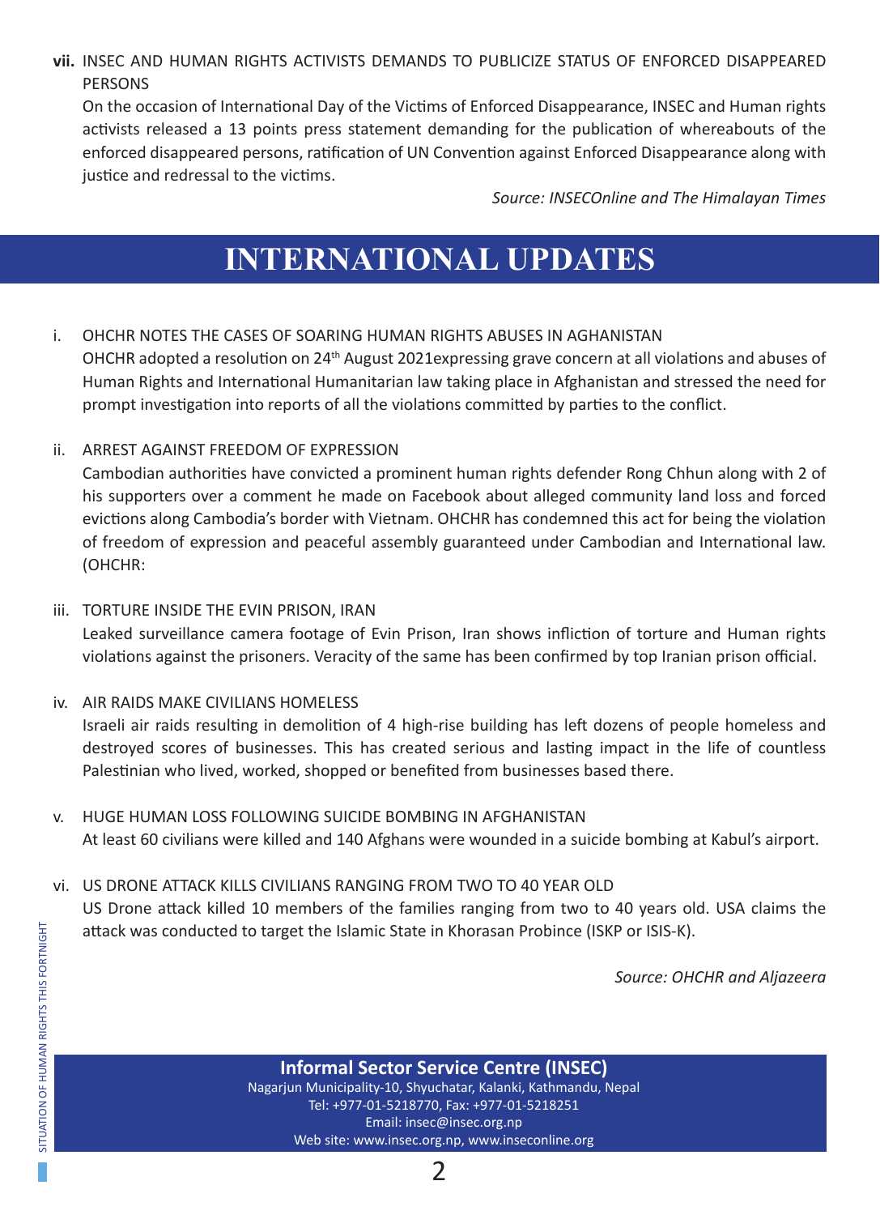**vii.** INSEC AND HUMAN RIGHTS ACTIVISTS DEMANDS TO PUBLICIZE STATUS OF ENFORCED DISAPPEARED PERSONS

On the occasion of International Day of the Victims of Enforced Disappearance, INSEC and Human rights activists released a 13 points press statement demanding for the publication of whereabouts of the enforced disappeared persons, ratification of UN Convention against Enforced Disappearance along with justice and redressal to the victims.

*Source: INSECOnline and The Himalayan Times*

# INTERNATIONAL UPDATES

i. OHCHR NOTES THE CASES OF SOARING HUMAN RIGHTS ABUSES IN AGHANISTAN

OHCHR adopted a resolution on 24th August 2021expressing grave concern at all violations and abuses of Human Rights and International Humanitarian law taking place in Afghanistan and stressed the need for prompt investigation into reports of all the violations committed by parties to the conflict.

ii. ARREST AGAINST FREEDOM OF EXPRESSION

Cambodian authorities have convicted a prominent human rights defender Rong Chhun along with 2 of his supporters over a comment he made on Facebook about alleged community land loss and forced evictions along Cambodia's border with Vietnam. OHCHR has condemned this act for being the violation of freedom of expression and peaceful assembly guaranteed under Cambodian and International law. (OHCHR:

iii. TORTURE INSIDE THE EVIN PRISON, IRAN

Leaked surveillance camera footage of Evin Prison, Iran shows infliction of torture and Human rights violations against the prisoners. Veracity of the same has been confirmed by top Iranian prison official.

iv. AIR RAIDS MAKE CIVILIANS HOMELESS

Israeli air raids resulting in demolition of 4 high-rise building has left dozens of people homeless and destroyed scores of businesses. This has created serious and lasting impact in the life of countless Palestinian who lived, worked, shopped or benefited from businesses based there.

v. HUGE HUMAN LOSS FOLLOWING SUICIDE BOMBING IN AFGHANISTAN

At least 60 civilians were killed and 140 Afghans were wounded in a suicide bombing at Kabul's airport.

vi. US DRONE ATTACK KILLS CIVILIANS RANGING FROM TWO TO 40 YEAR OLD

US Drone attack killed 10 members of the families ranging from two to 40 years old. USA claims the attack was conducted to target the Islamic State in Khorasan Probince (ISKP or ISIS-K).

*Source: OHCHR and Aljazeera*

**Informal Sector Service Centre (INSEC)**
Nagarjun Municipality-10, Shyuchatar, Kalanki, Kathmandu, Nepal
Tel: +977-01-5218770, Fax: +977-01-5218251
Email: insec@insec.org.np
Web site: www.insec.org.np, www.inseconline.org